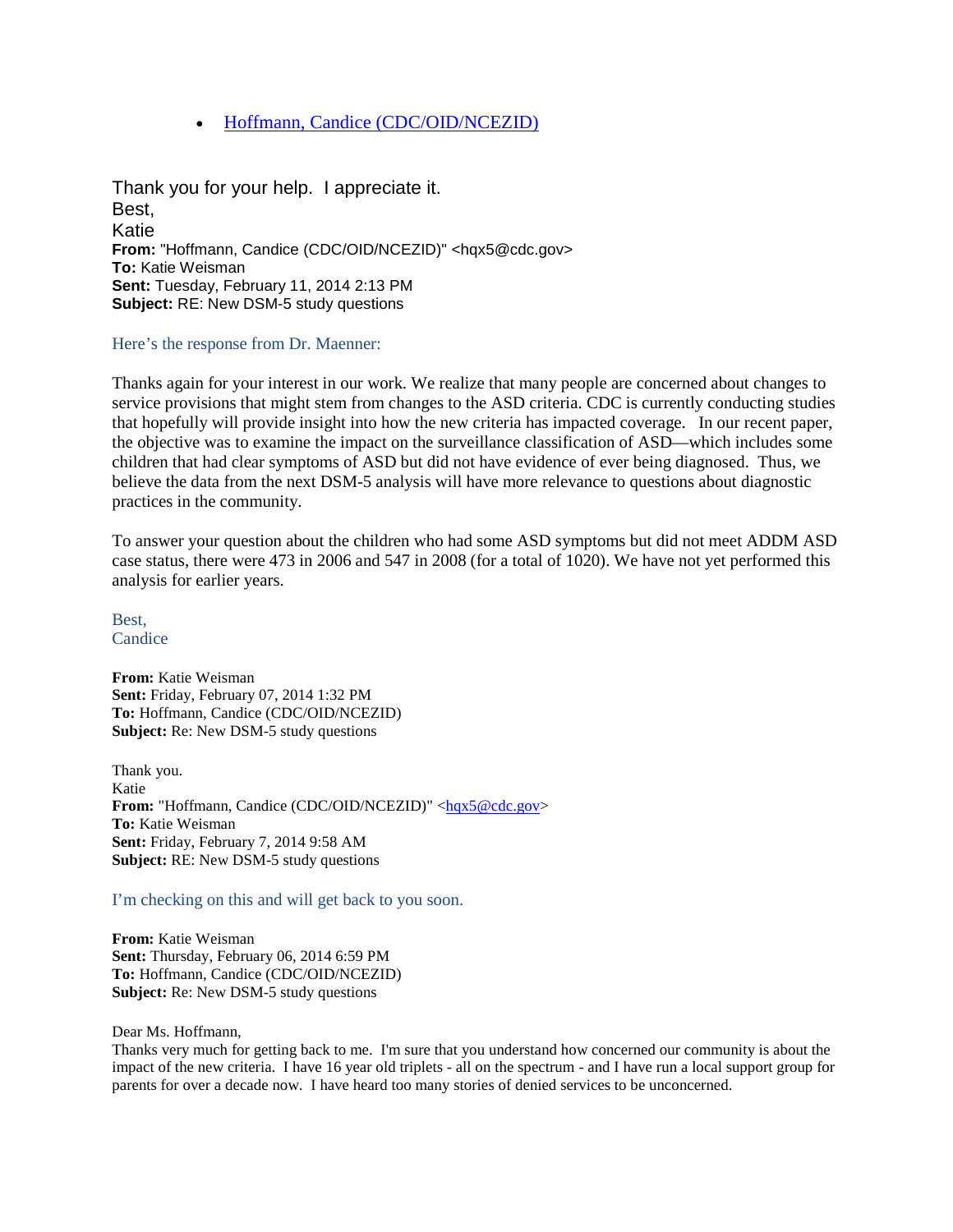- [Hoffmann, Candice (CDC/OID/NCEZID)]()

Thank you for your help. I appreciate it.
Best,
Katie

**From:** "Hoffmann, Candice (CDC/OID/NCEZID)" <hqx5@cdc.gov>
**To:** Katie Weisman
**Sent:** Tuesday, February 11, 2014 2:13 PM
**Subject:** RE: New DSM-5 study questions

Here's the response from Dr. Maenner:

Thanks again for your interest in our work. We realize that many people are concerned about changes to service provisions that might stem from changes to the ASD criteria. CDC is currently conducting studies that hopefully will provide insight into how the new criteria has impacted coverage. In our recent paper, the objective was to examine the impact on the surveillance classification of ASD—which includes some children that had clear symptoms of ASD but did not have evidence of ever being diagnosed. Thus, we believe the data from the next DSM-5 analysis will have more relevance to questions about diagnostic practices in the community.

To answer your question about the children who had some ASD symptoms but did not meet ADDM ASD case status, there were 473 in 2006 and 547 in 2008 (for a total of 1020). We have not yet performed this analysis for earlier years.

Best,
Candice

**From:** Katie Weisman
**Sent:** Friday, February 07, 2014 1:32 PM
**To:** Hoffmann, Candice (CDC/OID/NCEZID)
**Subject:** Re: New DSM-5 study questions

Thank you.
Katie

**From:** "Hoffmann, Candice (CDC/OID/NCEZID)" <[hqx5@cdc.gov](mailto:hqx5@cdc.gov)>
**To:** Katie Weisman
**Sent:** Friday, February 7, 2014 9:58 AM
**Subject:** RE: New DSM-5 study questions

I'm checking on this and will get back to you soon.

**From:** Katie Weisman
**Sent:** Thursday, February 06, 2014 6:59 PM
**To:** Hoffmann, Candice (CDC/OID/NCEZID)
**Subject:** Re: New DSM-5 study questions

Dear Ms. Hoffmann,
Thanks very much for getting back to me. I'm sure that you understand how concerned our community is about the impact of the new criteria. I have 16 year old triplets - all on the spectrum - and I have run a local support group for parents for over a decade now. I have heard too many stories of denied services to be unconcerned.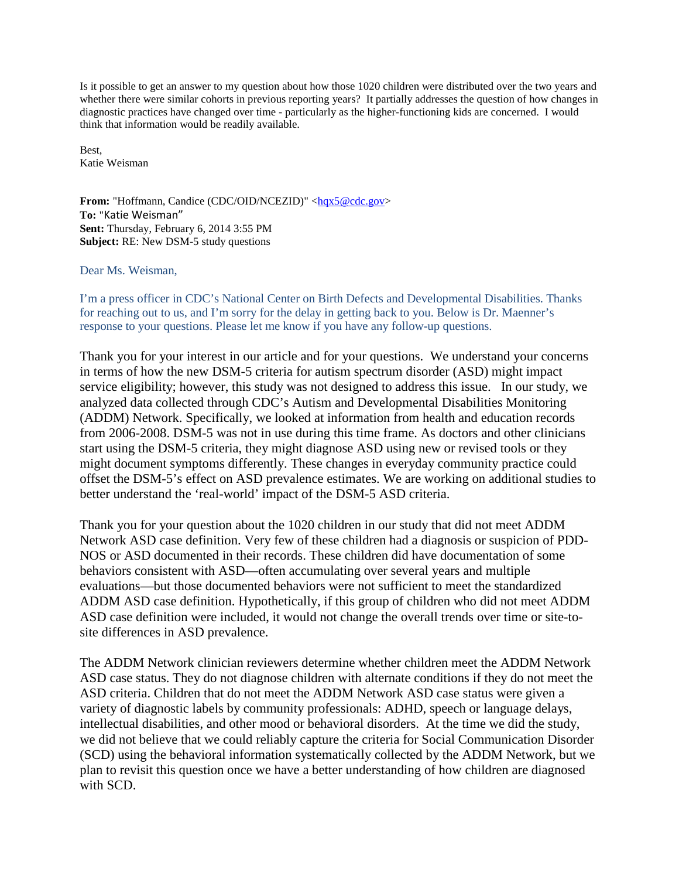Is it possible to get an answer to my question about how those 1020 children were distributed over the two years and whether there were similar cohorts in previous reporting years? It partially addresses the question of how changes in diagnostic practices have changed over time - particularly as the higher-functioning kids are concerned. I would think that information would be readily available.

Best,  
Katie Weisman

**From:** "Hoffmann, Candice (CDC/OID/NCEZID)" <hqx5@cdc.gov>  
**To:** "Katie Weisman"  
**Sent:** Thursday, February 6, 2014 3:55 PM  
**Subject:** RE: New DSM-5 study questions

Dear Ms. Weisman,

I'm a press officer in CDC's National Center on Birth Defects and Developmental Disabilities. Thanks for reaching out to us, and I'm sorry for the delay in getting back to you. Below is Dr. Maenner's response to your questions. Please let me know if you have any follow-up questions.

Thank you for your interest in our article and for your questions. We understand your concerns in terms of how the new DSM-5 criteria for autism spectrum disorder (ASD) might impact service eligibility; however, this study was not designed to address this issue. In our study, we analyzed data collected through CDC's Autism and Developmental Disabilities Monitoring (ADDM) Network. Specifically, we looked at information from health and education records from 2006-2008. DSM-5 was not in use during this time frame. As doctors and other clinicians start using the DSM-5 criteria, they might diagnose ASD using new or revised tools or they might document symptoms differently. These changes in everyday community practice could offset the DSM-5's effect on ASD prevalence estimates. We are working on additional studies to better understand the 'real-world' impact of the DSM-5 ASD criteria.

Thank you for your question about the 1020 children in our study that did not meet ADDM Network ASD case definition. Very few of these children had a diagnosis or suspicion of PDD-NOS or ASD documented in their records. These children did have documentation of some behaviors consistent with ASD—often accumulating over several years and multiple evaluations—but those documented behaviors were not sufficient to meet the standardized ADDM ASD case definition. Hypothetically, if this group of children who did not meet ADDM ASD case definition were included, it would not change the overall trends over time or site-to-site differences in ASD prevalence.

The ADDM Network clinician reviewers determine whether children meet the ADDM Network ASD case status. They do not diagnose children with alternate conditions if they do not meet the ASD criteria. Children that do not meet the ADDM Network ASD case status were given a variety of diagnostic labels by community professionals: ADHD, speech or language delays, intellectual disabilities, and other mood or behavioral disorders. At the time we did the study, we did not believe that we could reliably capture the criteria for Social Communication Disorder (SCD) using the behavioral information systematically collected by the ADDM Network, but we plan to revisit this question once we have a better understanding of how children are diagnosed with SCD.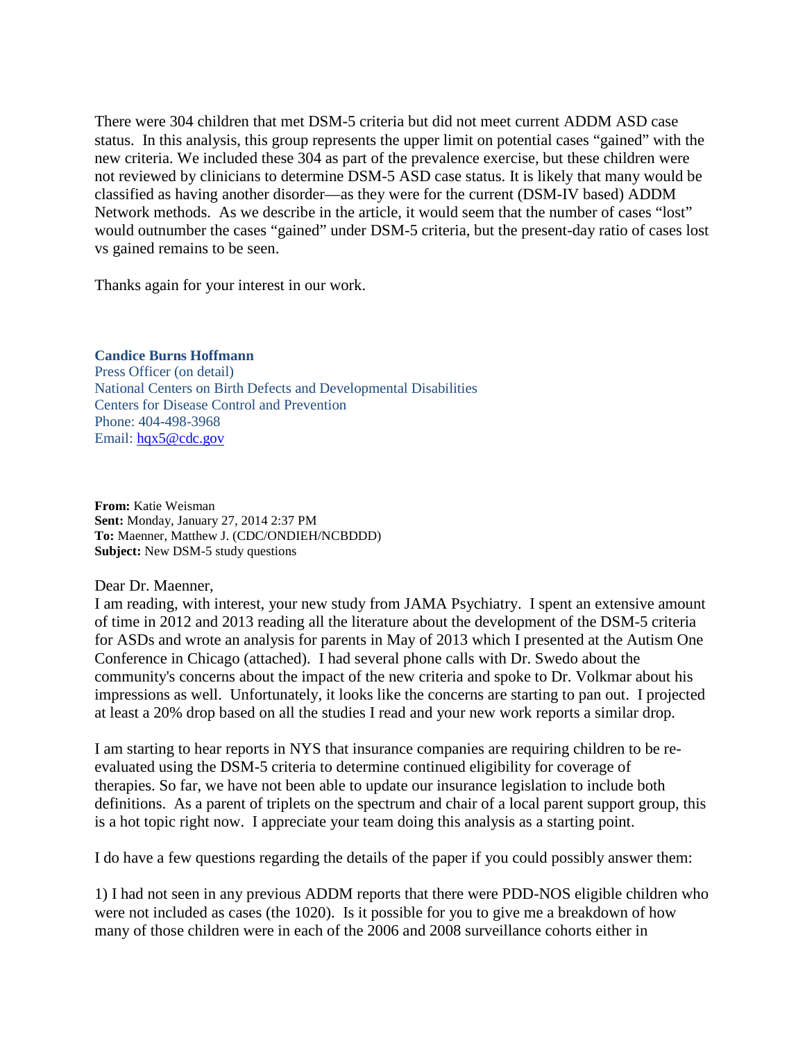There were 304 children that met DSM-5 criteria but did not meet current ADDM ASD case status. In this analysis, this group represents the upper limit on potential cases "gained" with the new criteria. We included these 304 as part of the prevalence exercise, but these children were not reviewed by clinicians to determine DSM-5 ASD case status. It is likely that many would be classified as having another disorder—as they were for the current (DSM-IV based) ADDM Network methods. As we describe in the article, it would seem that the number of cases "lost" would outnumber the cases "gained" under DSM-5 criteria, but the present-day ratio of cases lost vs gained remains to be seen.

Thanks again for your interest in our work.

**Candice Burns Hoffmann**
Press Officer (on detail)
National Centers on Birth Defects and Developmental Disabilities
Centers for Disease Control and Prevention
Phone: 404-498-3968
Email: hqx5@cdc.gov

**From:** Katie Weisman
**Sent:** Monday, January 27, 2014 2:37 PM
**To:** Maenner, Matthew J. (CDC/ONDIEH/NCBDDD)
**Subject:** New DSM-5 study questions

Dear Dr. Maenner,
I am reading, with interest, your new study from JAMA Psychiatry. I spent an extensive amount of time in 2012 and 2013 reading all the literature about the development of the DSM-5 criteria for ASDs and wrote an analysis for parents in May of 2013 which I presented at the Autism One Conference in Chicago (attached). I had several phone calls with Dr. Swedo about the community's concerns about the impact of the new criteria and spoke to Dr. Volkmar about his impressions as well. Unfortunately, it looks like the concerns are starting to pan out. I projected at least a 20% drop based on all the studies I read and your new work reports a similar drop.

I am starting to hear reports in NYS that insurance companies are requiring children to be re-evaluated using the DSM-5 criteria to determine continued eligibility for coverage of therapies. So far, we have not been able to update our insurance legislation to include both definitions. As a parent of triplets on the spectrum and chair of a local parent support group, this is a hot topic right now. I appreciate your team doing this analysis as a starting point.

I do have a few questions regarding the details of the paper if you could possibly answer them:

1) I had not seen in any previous ADDM reports that there were PDD-NOS eligible children who were not included as cases (the 1020). Is it possible for you to give me a breakdown of how many of those children were in each of the 2006 and 2008 surveillance cohorts either in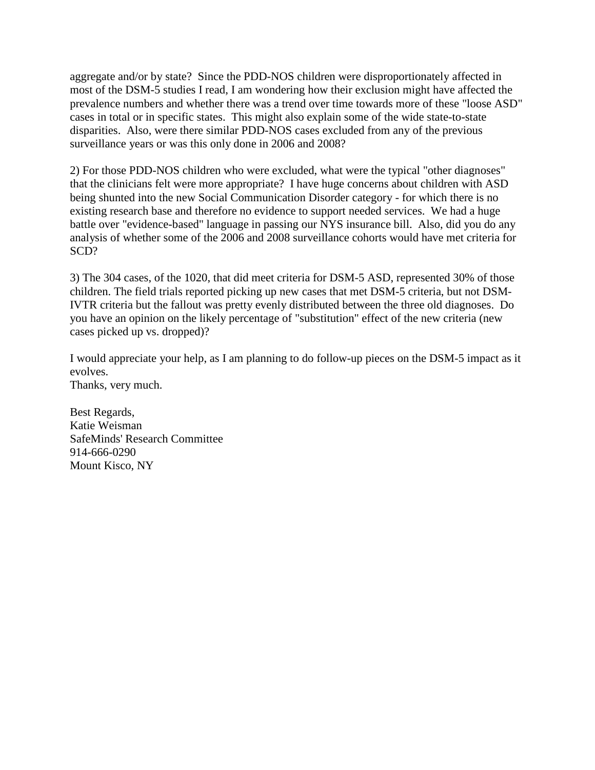aggregate and/or by state? Since the PDD-NOS children were disproportionately affected in most of the DSM-5 studies I read, I am wondering how their exclusion might have affected the prevalence numbers and whether there was a trend over time towards more of these "loose ASD" cases in total or in specific states. This might also explain some of the wide state-to-state disparities. Also, were there similar PDD-NOS cases excluded from any of the previous surveillance years or was this only done in 2006 and 2008?

2) For those PDD-NOS children who were excluded, what were the typical "other diagnoses" that the clinicians felt were more appropriate? I have huge concerns about children with ASD being shunted into the new Social Communication Disorder category - for which there is no existing research base and therefore no evidence to support needed services. We had a huge battle over "evidence-based" language in passing our NYS insurance bill. Also, did you do any analysis of whether some of the 2006 and 2008 surveillance cohorts would have met criteria for SCD?

3) The 304 cases, of the 1020, that did meet criteria for DSM-5 ASD, represented 30% of those children. The field trials reported picking up new cases that met DSM-5 criteria, but not DSM-IVTR criteria but the fallout was pretty evenly distributed between the three old diagnoses. Do you have an opinion on the likely percentage of "substitution" effect of the new criteria (new cases picked up vs. dropped)?

I would appreciate your help, as I am planning to do follow-up pieces on the DSM-5 impact as it evolves.
Thanks, very much.

Best Regards,
Katie Weisman
SafeMinds' Research Committee
914-666-0290
Mount Kisco, NY